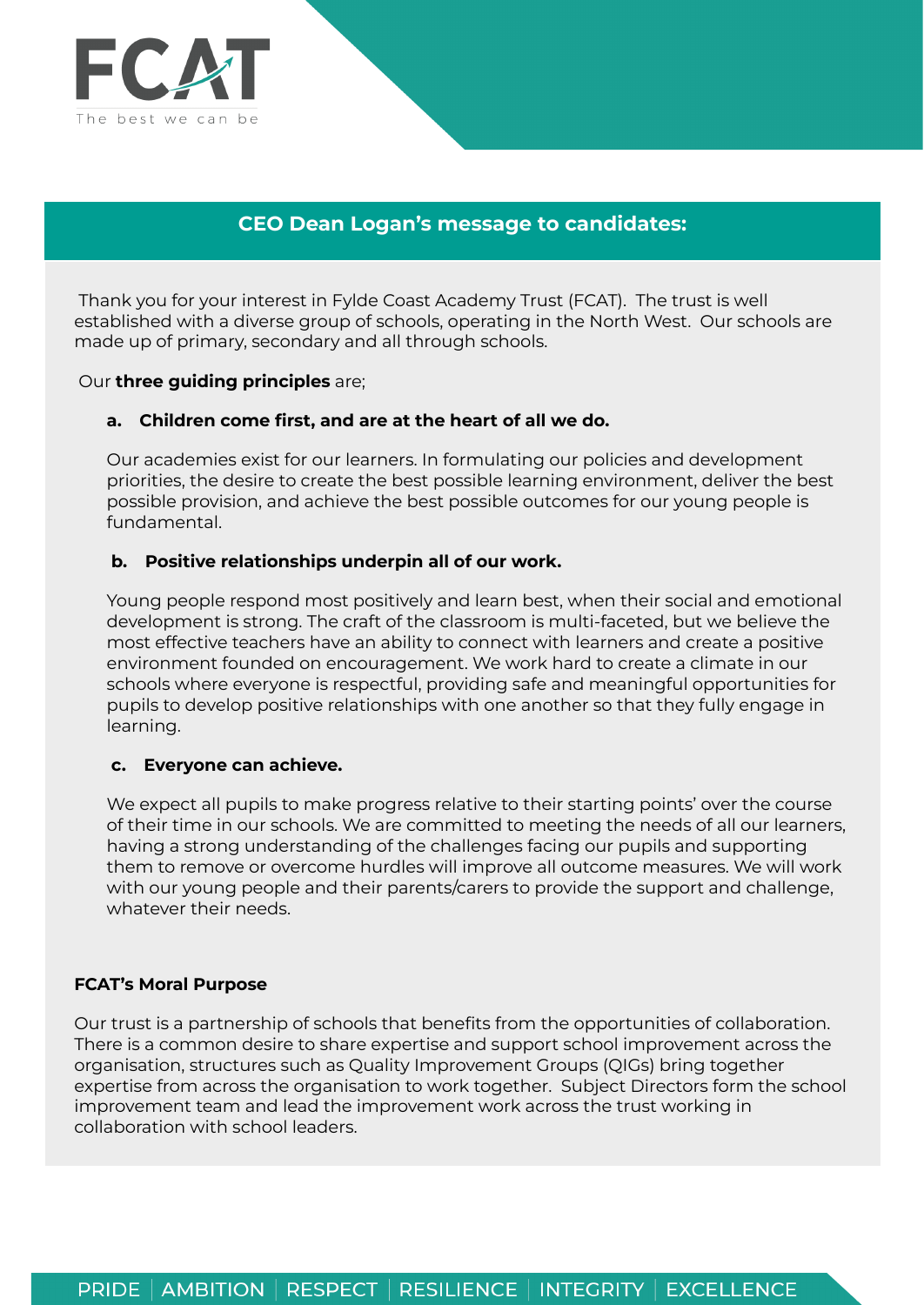FCAT

The best we can be

## CEO Dean Logan's message to candidates:

Thank you for your interest in Fylde Coast Academy Trust (FCAT). The trust is well established with a diverse group of schools, operating in the North West. Our schools are made up of primary, secondary and all through schools.

Our **three guiding principles** are;

**a. Children come first, and are at the heart of all we do.**

Our academies exist for our learners. In formulating our policies and development priorities, the desire to create the best possible learning environment, deliver the best possible provision, and achieve the best possible outcomes for our young people is fundamental.

**b. Positive relationships underpin all of our work.**

Young people respond most positively and learn best, when their social and emotional development is strong. The craft of the classroom is multi-faceted, but we believe the most effective teachers have an ability to connect with learners and create a positive environment founded on encouragement. We work hard to create a climate in our schools where everyone is respectful, providing safe and meaningful opportunities for pupils to develop positive relationships with one another so that they fully engage in learning.

**c. Everyone can achieve.**

We expect all pupils to make progress relative to their starting points' over the course of their time in our schools. We are committed to meeting the needs of all our learners, having a strong understanding of the challenges facing our pupils and supporting them to remove or overcome hurdles will improve all outcome measures. We will work with our young people and their parents/carers to provide the support and challenge, whatever their needs.

**FCAT's Moral Purpose**

Our trust is a partnership of schools that benefits from the opportunities of collaboration. There is a common desire to share expertise and support school improvement across the organisation, structures such as Quality Improvement Groups (QIGs) bring together expertise from across the organisation to work together. Subject Directors form the school improvement team and lead the improvement work across the trust working in collaboration with school leaders.

PRIDE | AMBITION | RESPECT | RESILIENCE | INTEGRITY | EXCELLENCE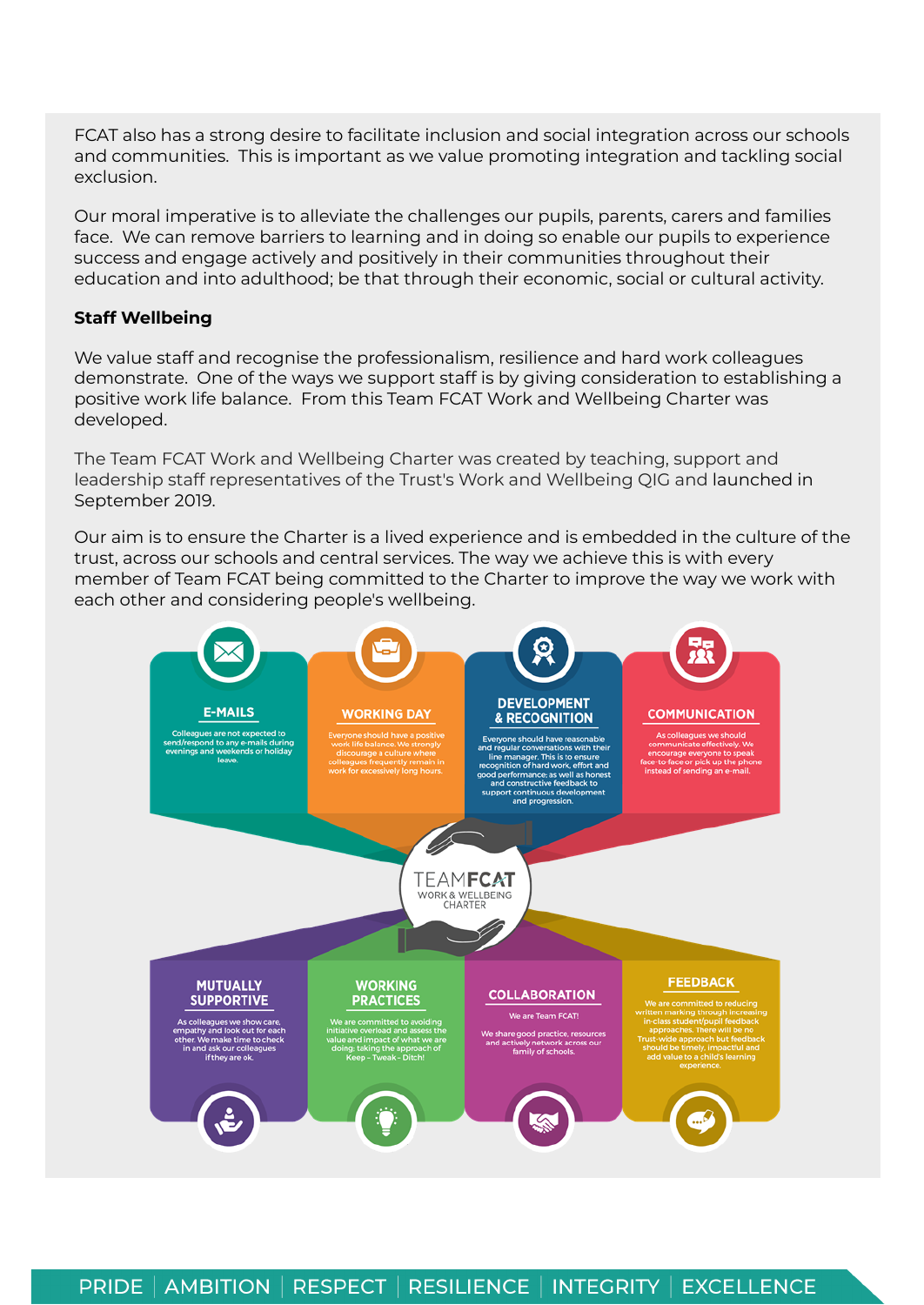FCAT also has a strong desire to facilitate inclusion and social integration across our schools and communities. This is important as we value promoting integration and tackling social exclusion.

Our moral imperative is to alleviate the challenges our pupils, parents, carers and families face. We can remove barriers to learning and in doing so enable our pupils to experience success and engage actively and positively in their communities throughout their education and into adulthood; be that through their economic, social or cultural activity.

**Staff Wellbeing**

We value staff and recognise the professionalism, resilience and hard work colleagues demonstrate. One of the ways we support staff is by giving consideration to establishing a positive work life balance. From this Team FCAT Work and Wellbeing Charter was developed.

The Team FCAT Work and Wellbeing Charter was created by teaching, support and leadership staff representatives of the Trust's Work and Wellbeing QIG and launched in September 2019.

Our aim is to ensure the Charter is a lived experience and is embedded in the culture of the trust, across our schools and central services. The way we achieve this is with every member of Team FCAT being committed to the Charter to improve the way we work with each other and considering people's wellbeing.

**TEAMFCAT WORK & WELLBEING CHARTER**

**E-MAILS**
Colleagues are not expected to send/respond to any e-mails during evenings and weekends or holiday leave.

**WORKING DAY**
Everyone should have a positive work life balance. We strongly discourage a culture where colleagues frequently remain in work for excessively long hours.

**DEVELOPMENT & RECOGNITION**
Everyone should have reasonable and regular conversations with their line manager. This is to ensure recognition of hard work, effort and good performance; as well as honest and constructive feedback to support continuous development and progression.

**COMMUNICATION**
As colleagues we should communicate effectively. We encourage everyone to speak face-to-face or pick up the phone instead of sending an e-mail.

**MUTUALLY SUPPORTIVE**
As colleagues we show care, empathy and look out for each other. We make time to check in and ask our colleagues if they are ok.

**WORKING PRACTICES**
We are committed to avoiding initiative overload and assess the value and impact of what we are doing; taking the approach of Keep – Tweak – Ditch!

**COLLABORATION**
We are Team FCAT!

We share good practice, resources and actively network across our family of schools.

**FEEDBACK**
We are committed to reducing written marking through increasing in-class student/pupil feedback approaches. There will be no Trust-wide approach but feedback should be timely, impactful and add value to a child's learning experience.

PRIDE | AMBITION | RESPECT | RESILIENCE | INTEGRITY | EXCELLENCE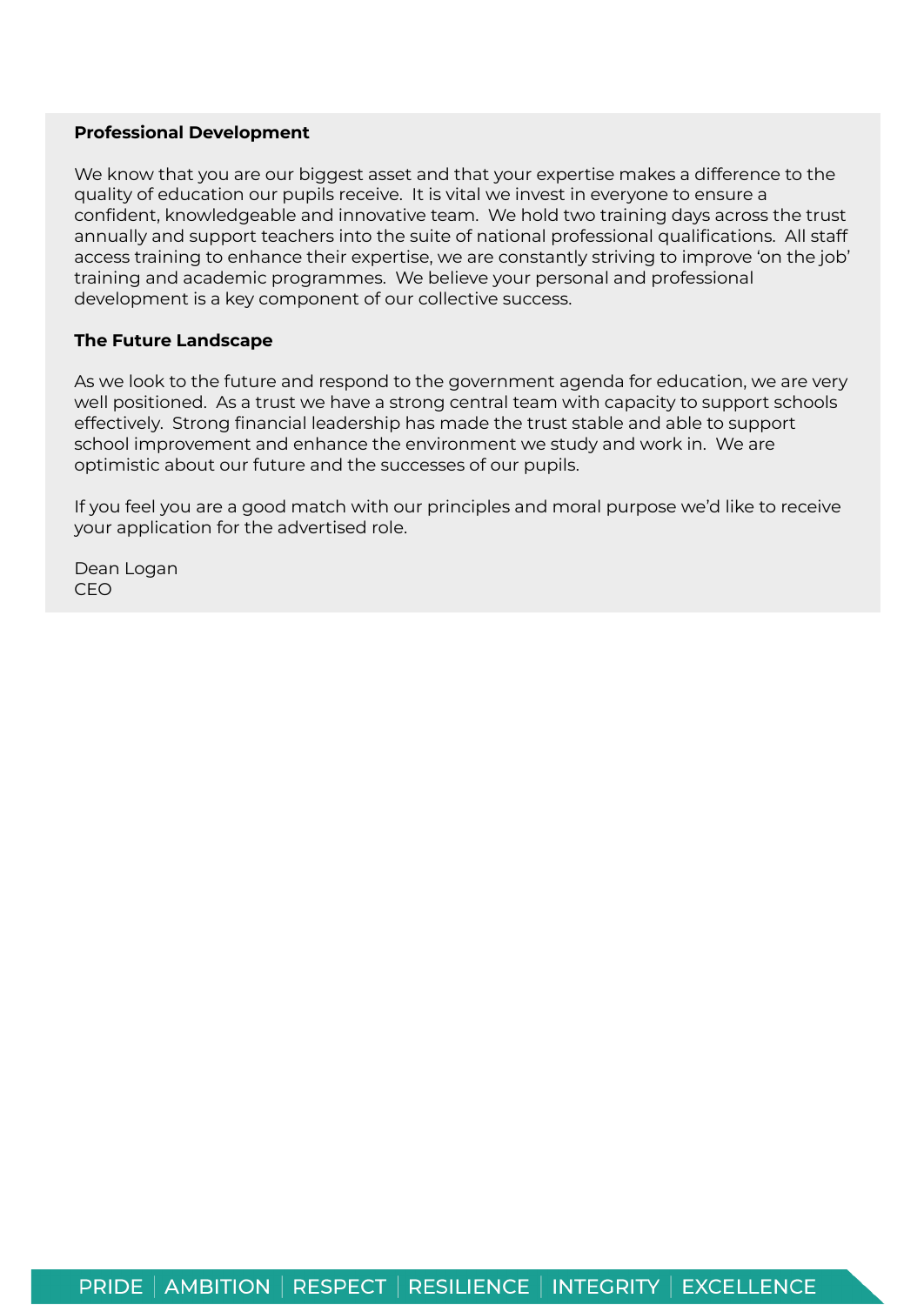**Professional Development**

We know that you are our biggest asset and that your expertise makes a difference to the quality of education our pupils receive. It is vital we invest in everyone to ensure a confident, knowledgeable and innovative team. We hold two training days across the trust annually and support teachers into the suite of national professional qualifications. All staff access training to enhance their expertise, we are constantly striving to improve 'on the job' training and academic programmes. We believe your personal and professional development is a key component of our collective success.

**The Future Landscape**

As we look to the future and respond to the government agenda for education, we are very well positioned. As a trust we have a strong central team with capacity to support schools effectively. Strong financial leadership has made the trust stable and able to support school improvement and enhance the environment we study and work in. We are optimistic about our future and the successes of our pupils.

If you feel you are a good match with our principles and moral purpose we'd like to receive your application for the advertised role.

Dean Logan
CEO

PRIDE | AMBITION | RESPECT | RESILIENCE | INTEGRITY | EXCELLENCE